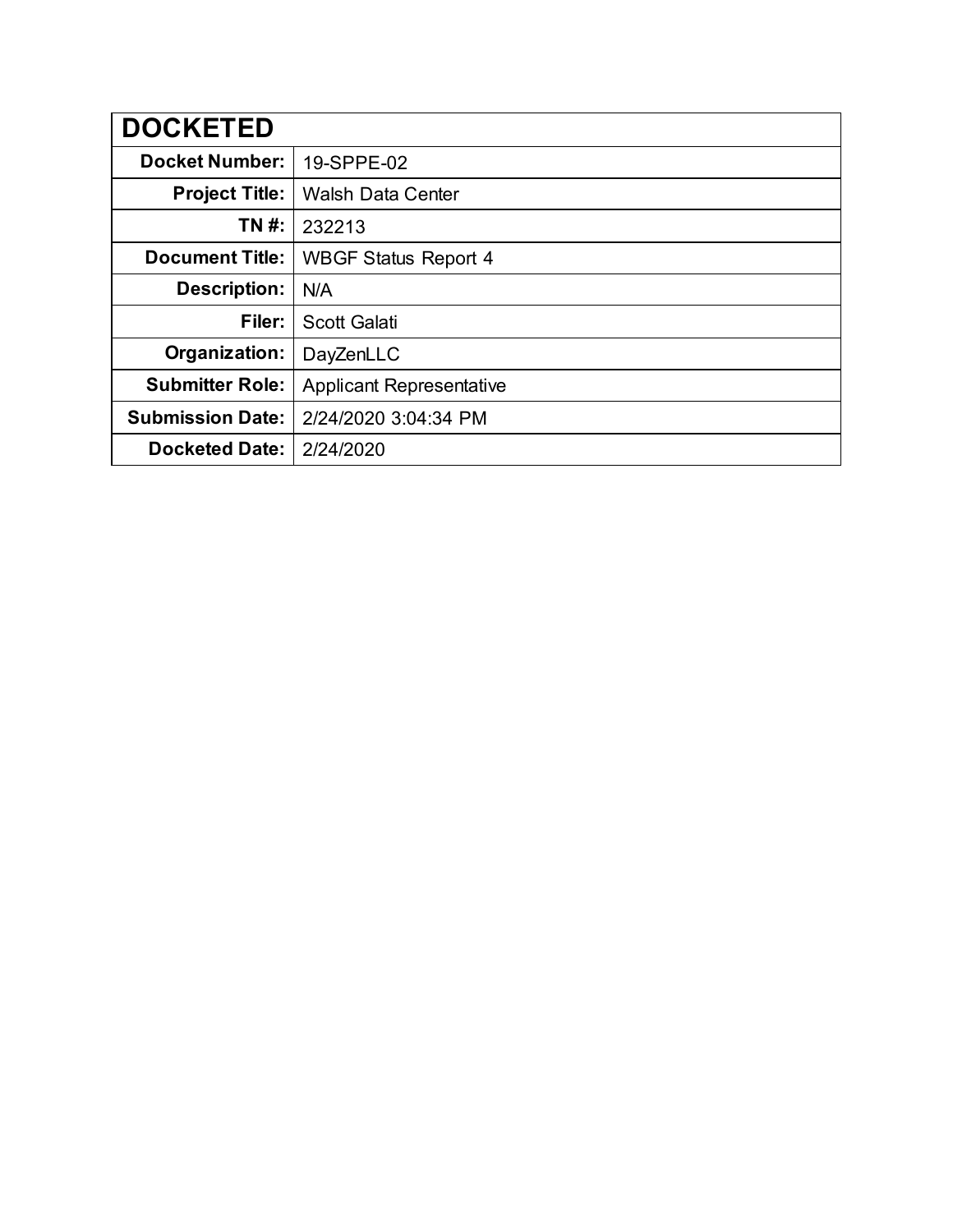| DOCKETED | |
|---|---|
| **Docket Number:** | 19-SPPE-02 |
| **Project Title:** | Walsh Data Center |
| **TN #:** | 232213 |
| **Document Title:** | WBGF Status Report 4 |
| **Description:** | N/A |
| **Filer:** | Scott Galati |
| **Organization:** | DayZenLLC |
| **Submitter Role:** | Applicant Representative |
| **Submission Date:** | 2/24/2020 3:04:34 PM |
| **Docketed Date:** | 2/24/2020 |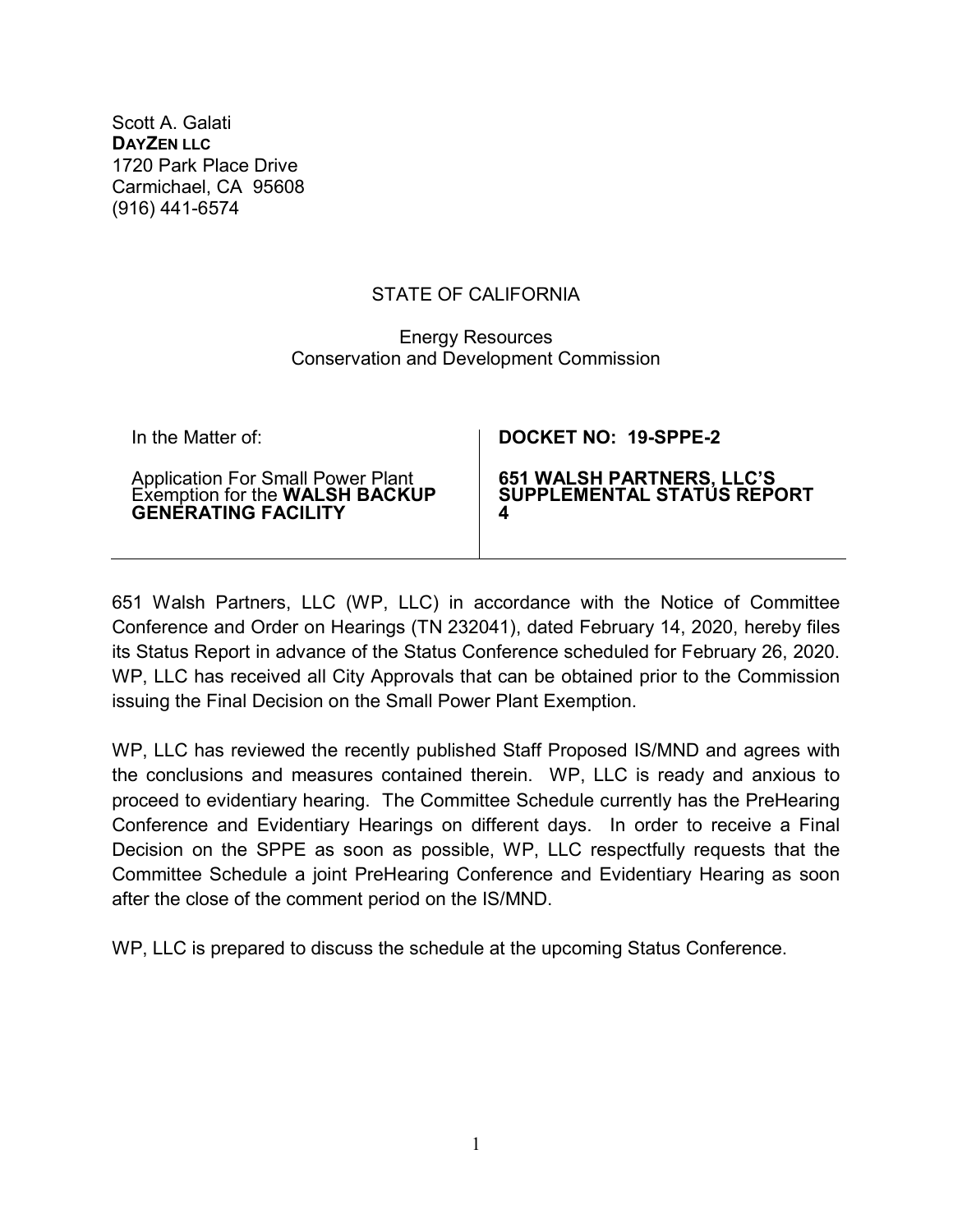Scott A. Galati
**DAYZEN LLC**
1720 Park Place Drive
Carmichael, CA 95608
(916) 441-6574

STATE OF CALIFORNIA

Energy Resources
Conservation and Development Commission

| In the Matter of:<br><br>Application For Small Power Plant Exemption for the **WALSH BACKUP GENERATING FACILITY** | **DOCKET NO: 19-SPPE-2**<br><br>**651 WALSH PARTNERS, LLC'S SUPPLEMENTAL STATUS REPORT 4** |
| --- | --- |

651 Walsh Partners, LLC (WP, LLC) in accordance with the Notice of Committee Conference and Order on Hearings (TN 232041), dated February 14, 2020, hereby files its Status Report in advance of the Status Conference scheduled for February 26, 2020. WP, LLC has received all City Approvals that can be obtained prior to the Commission issuing the Final Decision on the Small Power Plant Exemption.

WP, LLC has reviewed the recently published Staff Proposed IS/MND and agrees with the conclusions and measures contained therein. WP, LLC is ready and anxious to proceed to evidentiary hearing. The Committee Schedule currently has the PreHearing Conference and Evidentiary Hearings on different days. In order to receive a Final Decision on the SPPE as soon as possible, WP, LLC respectfully requests that the Committee Schedule a joint PreHearing Conference and Evidentiary Hearing as soon after the close of the comment period on the IS/MND.

WP, LLC is prepared to discuss the schedule at the upcoming Status Conference.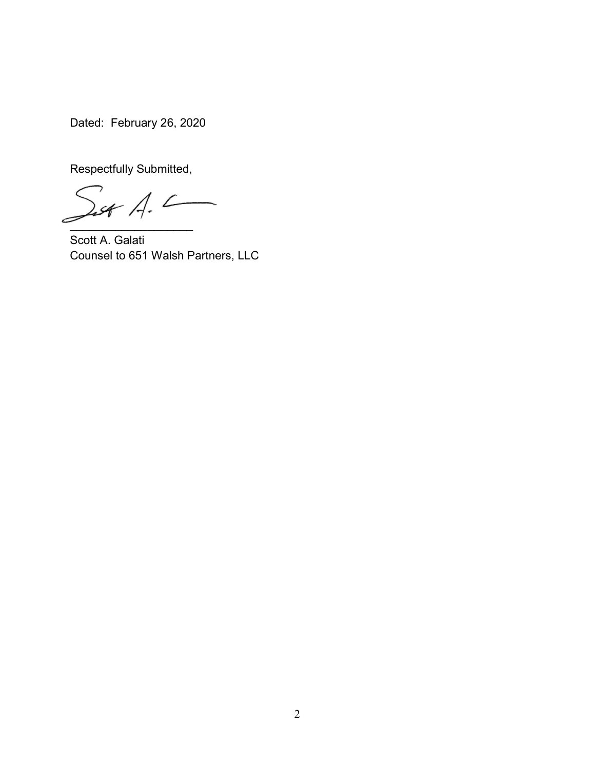Dated: February 26, 2020

Respectfully Submitted,

____________________

Scott A. Galati
Counsel to 651 Walsh Partners, LLC